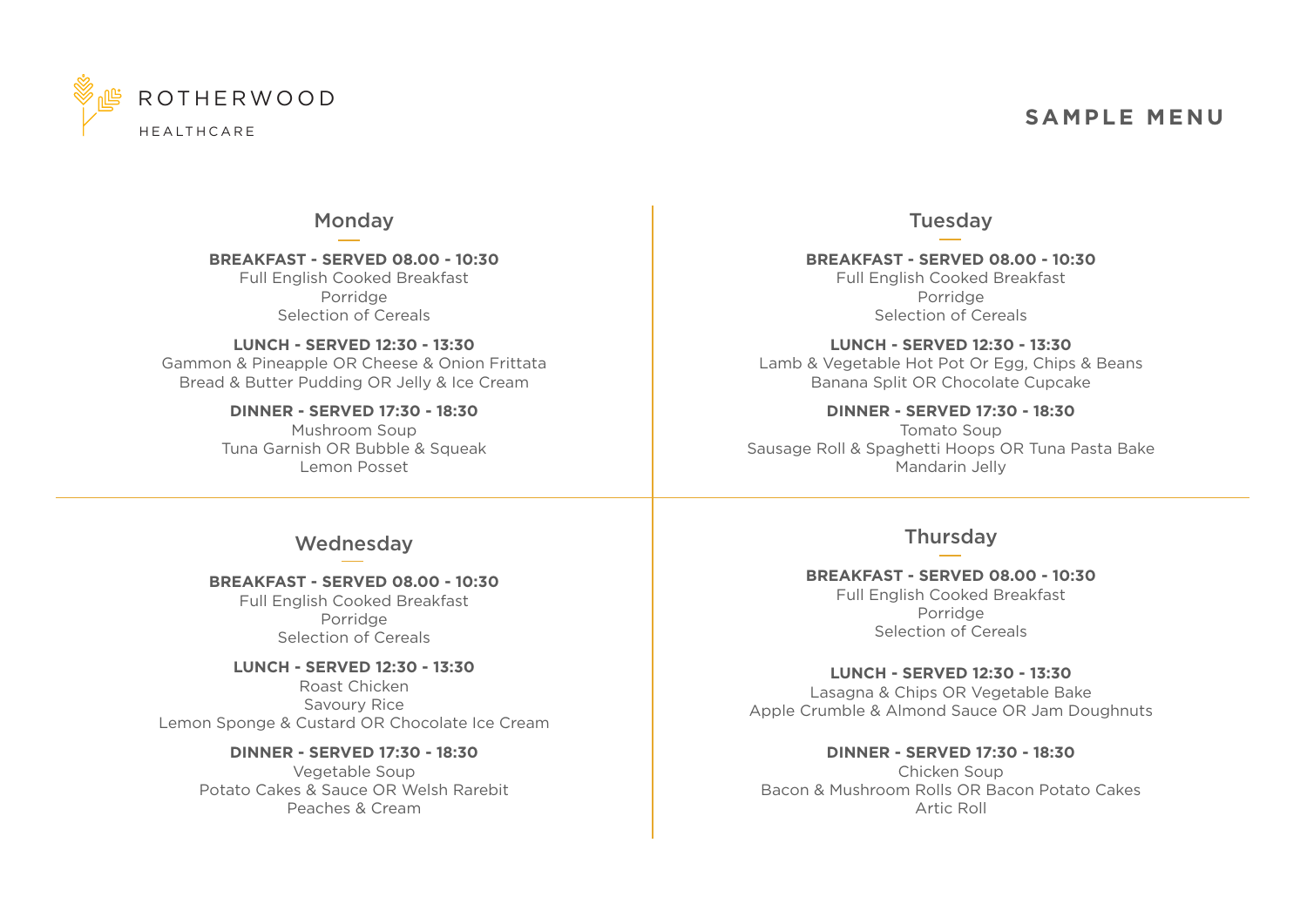ROTHERWOOD

HEALTHCARE

# SAMPLE MENU

## Monday

**BREAKFAST - SERVED 08.00 - 10:30**

Full English Cooked Breakfast
Porridge
Selection of Cereals

**LUNCH - SERVED 12:30 - 13:30**

Gammon & Pineapple OR Cheese & Onion Frittata
Bread & Butter Pudding OR Jelly & Ice Cream

**DINNER - SERVED 17:30 - 18:30**

Mushroom Soup
Tuna Garnish OR Bubble & Squeak
Lemon Posset

## Tuesday

**BREAKFAST - SERVED 08.00 - 10:30**

Full English Cooked Breakfast
Porridge
Selection of Cereals

**LUNCH - SERVED 12:30 - 13:30**

Lamb & Vegetable Hot Pot Or Egg, Chips & Beans
Banana Split OR Chocolate Cupcake

**DINNER - SERVED 17:30 - 18:30**

Tomato Soup
Sausage Roll & Spaghetti Hoops OR Tuna Pasta Bake
Mandarin Jelly

## Wednesday

**BREAKFAST - SERVED 08.00 - 10:30**

Full English Cooked Breakfast
Porridge
Selection of Cereals

**LUNCH - SERVED 12:30 - 13:30**

Roast Chicken
Savoury Rice
Lemon Sponge & Custard OR Chocolate Ice Cream

**DINNER - SERVED 17:30 - 18:30**

Vegetable Soup
Potato Cakes & Sauce OR Welsh Rarebit
Peaches & Cream

## Thursday

**BREAKFAST - SERVED 08.00 - 10:30**

Full English Cooked Breakfast
Porridge
Selection of Cereals

**LUNCH - SERVED 12:30 - 13:30**

Lasagna & Chips OR Vegetable Bake
Apple Crumble & Almond Sauce OR Jam Doughnuts

**DINNER - SERVED 17:30 - 18:30**

Chicken Soup
Bacon & Mushroom Rolls OR Bacon Potato Cakes
Artic Roll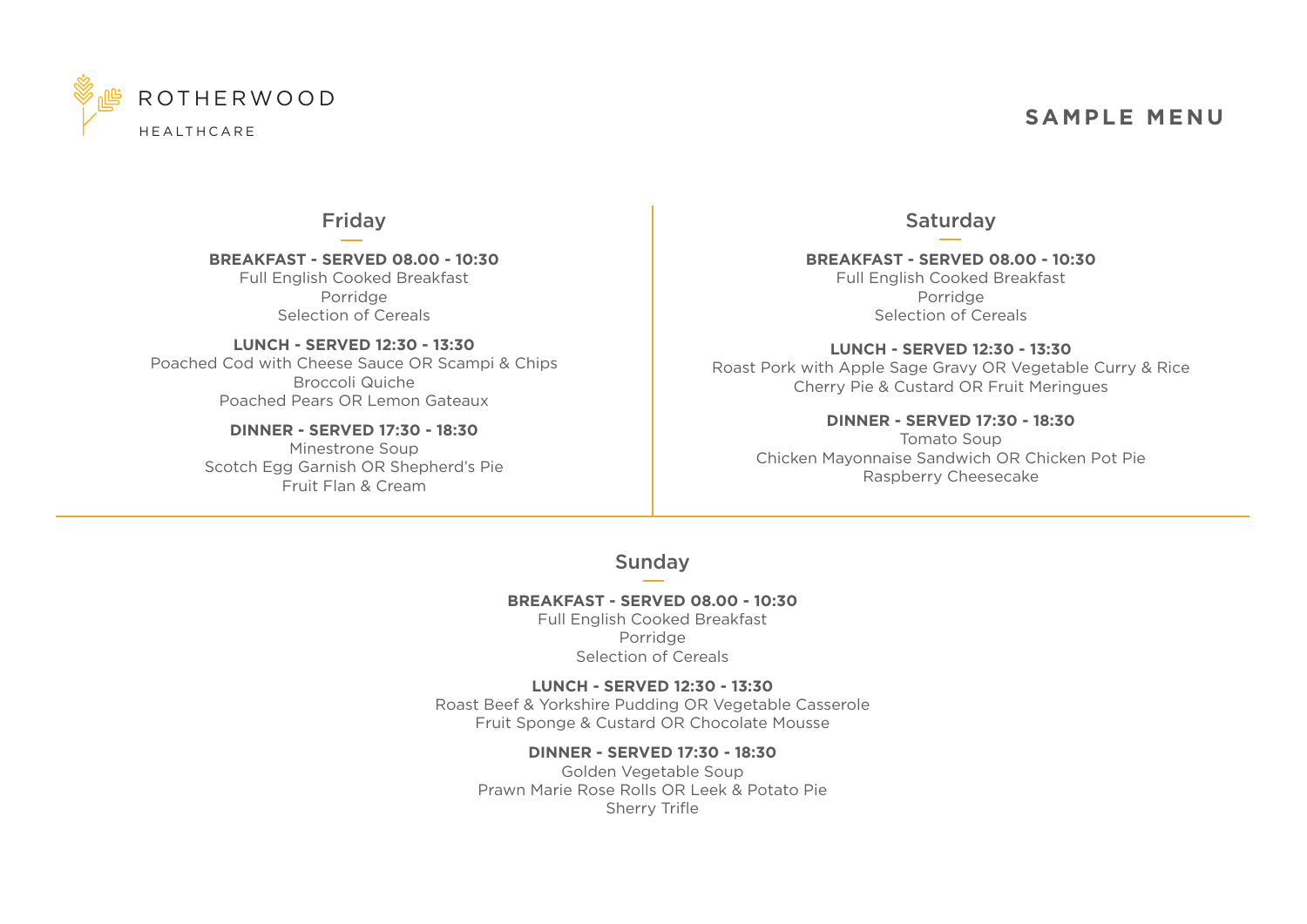ROTHERWOOD

HEALTHCARE

# SAMPLE MENU

## Friday

**BREAKFAST - SERVED 08.00 - 10:30**

Full English Cooked Breakfast
Porridge
Selection of Cereals

**LUNCH - SERVED 12:30 - 13:30**

Poached Cod with Cheese Sauce OR Scampi & Chips
Broccoli Quiche
Poached Pears OR Lemon Gateaux

**DINNER - SERVED 17:30 - 18:30**

Minestrone Soup
Scotch Egg Garnish OR Shepherd's Pie
Fruit Flan & Cream

## Saturday

**BREAKFAST - SERVED 08.00 - 10:30**

Full English Cooked Breakfast
Porridge
Selection of Cereals

**LUNCH - SERVED 12:30 - 13:30**

Roast Pork with Apple Sage Gravy OR Vegetable Curry & Rice
Cherry Pie & Custard OR Fruit Meringues

**DINNER - SERVED 17:30 - 18:30**

Tomato Soup
Chicken Mayonnaise Sandwich OR Chicken Pot Pie
Raspberry Cheesecake

## Sunday

**BREAKFAST - SERVED 08.00 - 10:30**

Full English Cooked Breakfast
Porridge
Selection of Cereals

**LUNCH - SERVED 12:30 - 13:30**

Roast Beef & Yorkshire Pudding OR Vegetable Casserole
Fruit Sponge & Custard OR Chocolate Mousse

**DINNER - SERVED 17:30 - 18:30**

Golden Vegetable Soup
Prawn Marie Rose Rolls OR Leek & Potato Pie
Sherry Trifle